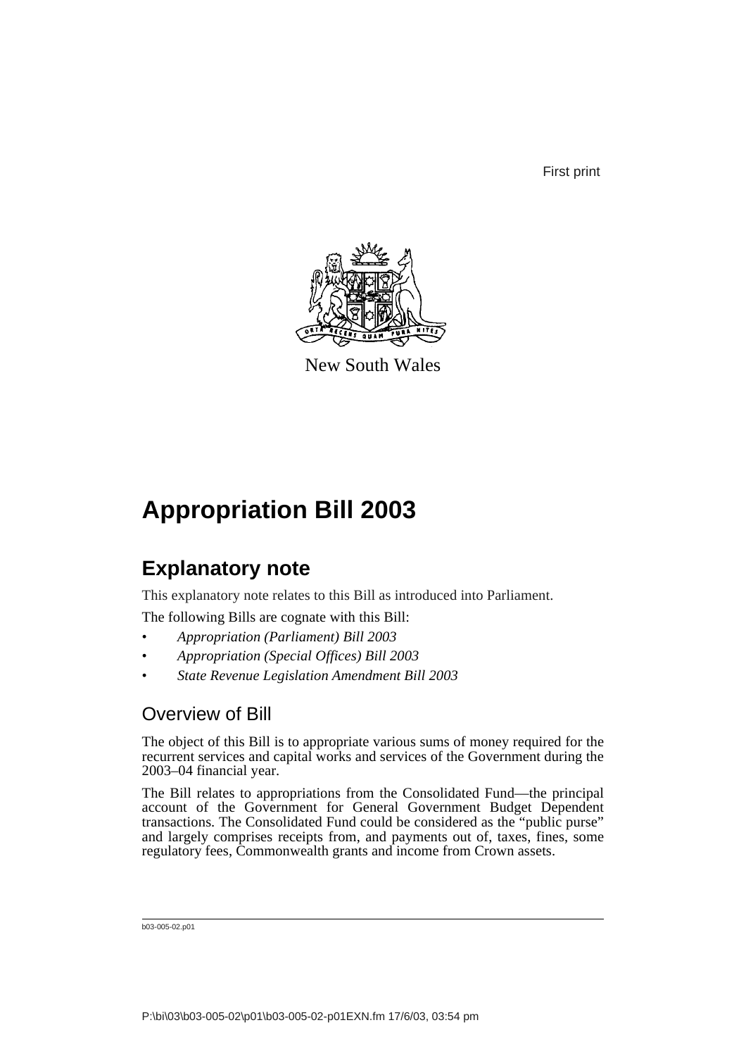First print

New South Wales

# Appropriation Bill 2003

## Explanatory note

This explanatory note relates to this Bill as introduced into Parliament.

The following Bills are cognate with this Bill:

- *Appropriation (Parliament) Bill 2003*
- *Appropriation (Special Offices) Bill 2003*
- *State Revenue Legislation Amendment Bill 2003*

### Overview of Bill

The object of this Bill is to appropriate various sums of money required for the recurrent services and capital works and services of the Government during the 2003–04 financial year.

The Bill relates to appropriations from the Consolidated Fund—the principal account of the Government for General Government Budget Dependent transactions. The Consolidated Fund could be considered as the "public purse" and largely comprises receipts from, and payments out of, taxes, fines, some regulatory fees, Commonwealth grants and income from Crown assets.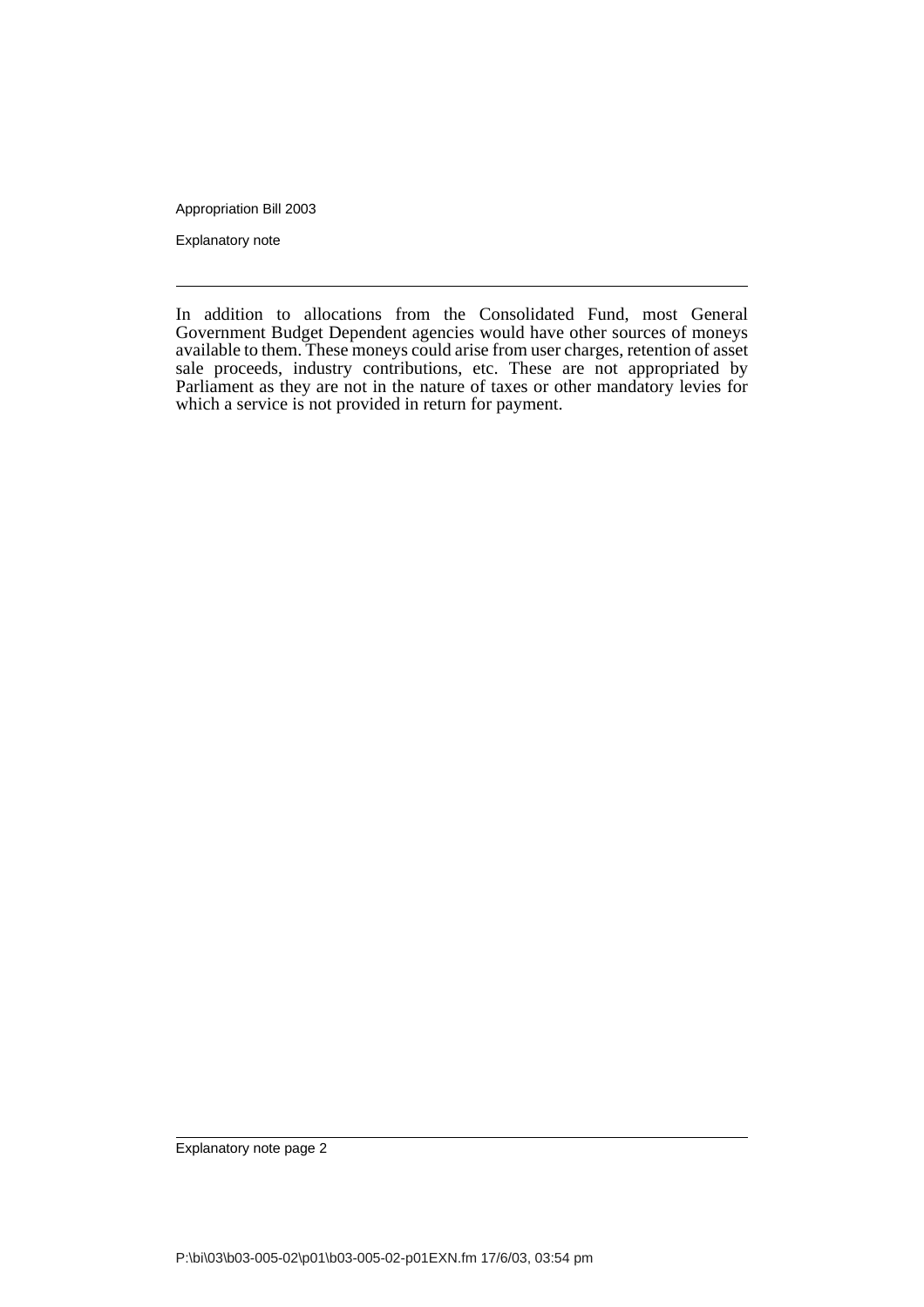In addition to allocations from the Consolidated Fund, most General Government Budget Dependent agencies would have other sources of moneys available to them. These moneys could arise from user charges, retention of asset sale proceeds, industry contributions, etc. These are not appropriated by Parliament as they are not in the nature of taxes or other mandatory levies for which a service is not provided in return for payment.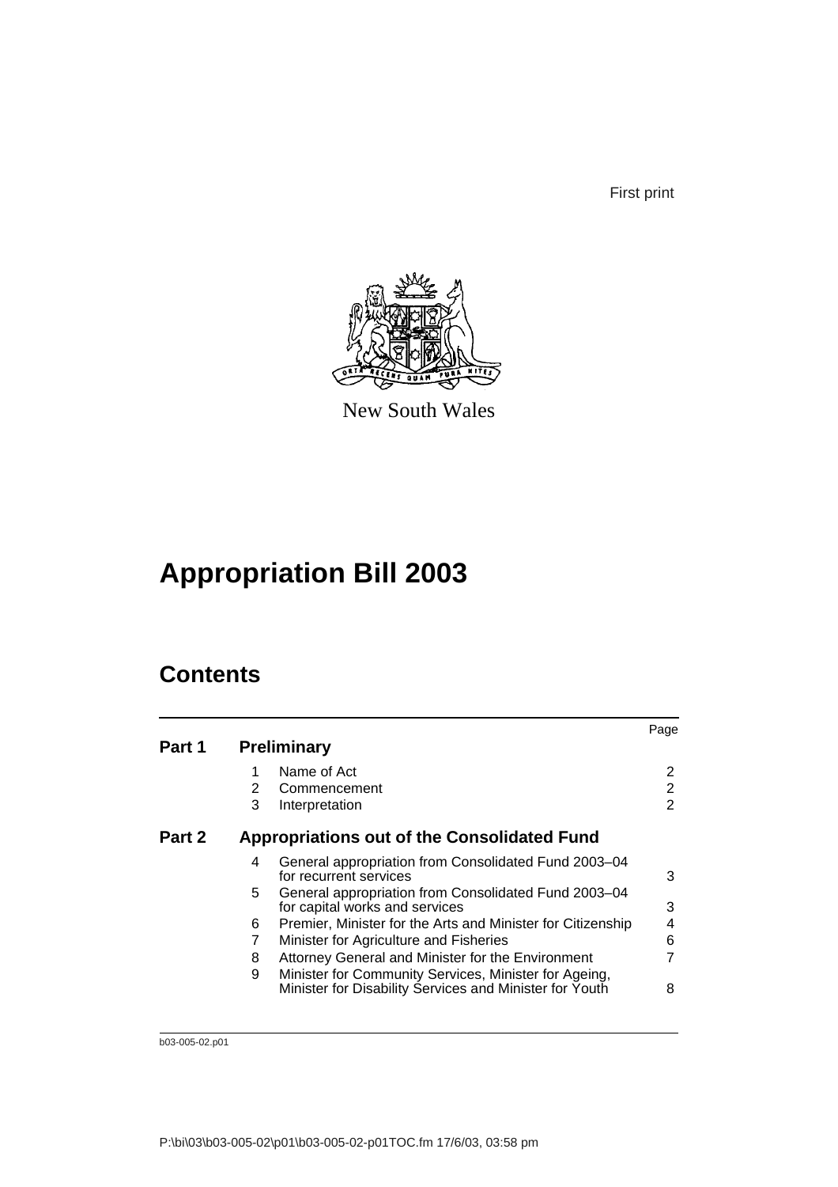First print

New South Wales

# Appropriation Bill 2003

## Contents

| | | | Page |
|---|---|---|---|
| **Part 1** | **Preliminary** | | |
| | 1 | Name of Act | 2 |
| | 2 | Commencement | 2 |
| | 3 | Interpretation | 2 |
| **Part 2** | **Appropriations out of the Consolidated Fund** | | |
| | 4 | General appropriation from Consolidated Fund 2003–04 for recurrent services | 3 |
| | 5 | General appropriation from Consolidated Fund 2003–04 for capital works and services | 3 |
| | 6 | Premier, Minister for the Arts and Minister for Citizenship | 4 |
| | 7 | Minister for Agriculture and Fisheries | 6 |
| | 8 | Attorney General and Minister for the Environment | 7 |
| | 9 | Minister for Community Services, Minister for Ageing, Minister for Disability Services and Minister for Youth | 8 |

b03-005-02.p01

P:\bi\03\b03-005-02\p01\b03-005-02-p01TOC.fm 17/6/03, 03:58 pm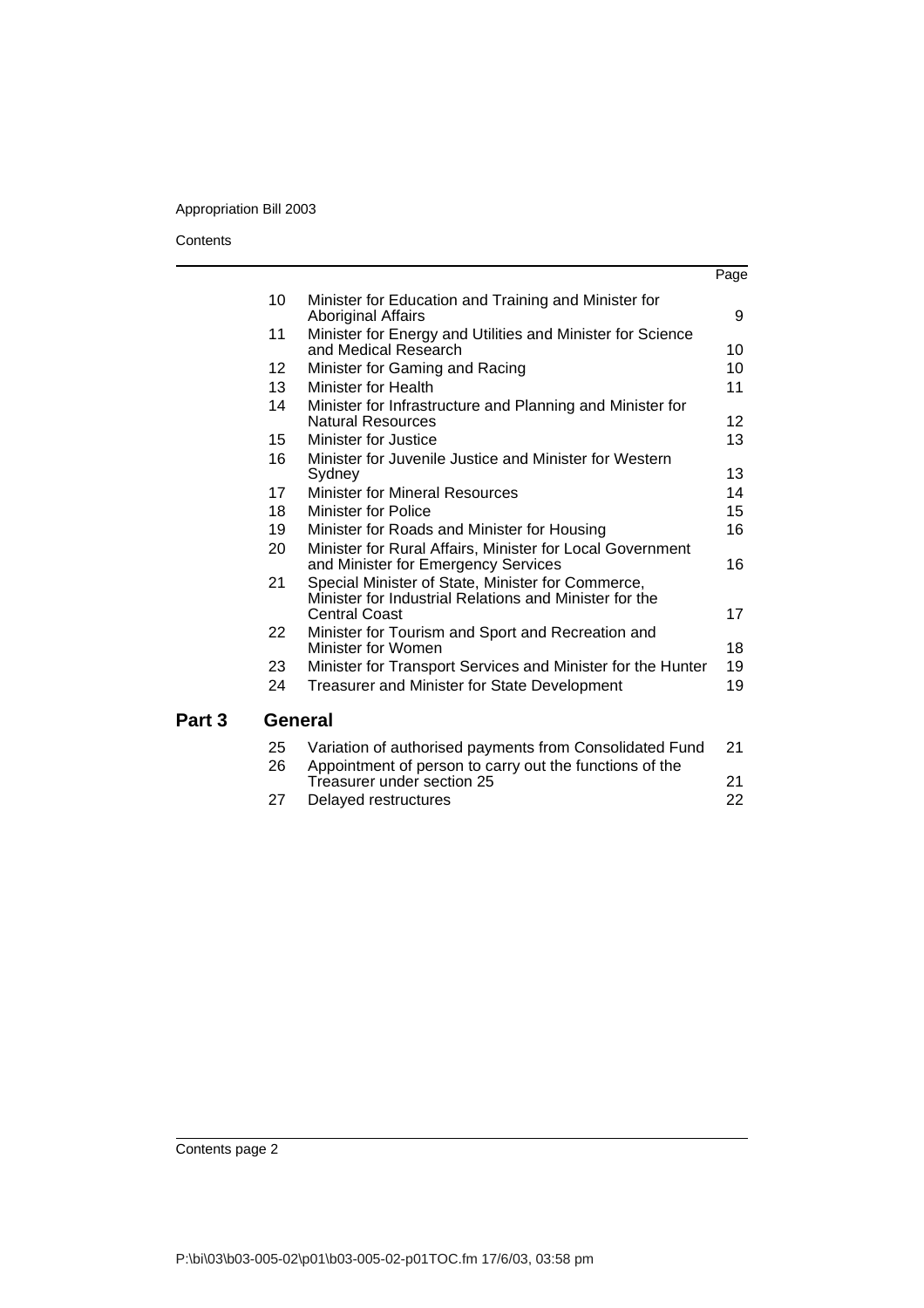| | | Page |
|---|---|---|
| 10 | Minister for Education and Training and Minister for Aboriginal Affairs | 9 |
| 11 | Minister for Energy and Utilities and Minister for Science and Medical Research | 10 |
| 12 | Minister for Gaming and Racing | 10 |
| 13 | Minister for Health | 11 |
| 14 | Minister for Infrastructure and Planning and Minister for Natural Resources | 12 |
| 15 | Minister for Justice | 13 |
| 16 | Minister for Juvenile Justice and Minister for Western Sydney | 13 |
| 17 | Minister for Mineral Resources | 14 |
| 18 | Minister for Police | 15 |
| 19 | Minister for Roads and Minister for Housing | 16 |
| 20 | Minister for Rural Affairs, Minister for Local Government and Minister for Emergency Services | 16 |
| 21 | Special Minister of State, Minister for Commerce, Minister for Industrial Relations and Minister for the Central Coast | 17 |
| 22 | Minister for Tourism and Sport and Recreation and Minister for Women | 18 |
| 23 | Minister for Transport Services and Minister for the Hunter | 19 |
| 24 | Treasurer and Minister for State Development | 19 |

## Part 3 General

| | | |
|---|---|---|
| 25 | Variation of authorised payments from Consolidated Fund | 21 |
| 26 | Appointment of person to carry out the functions of the Treasurer under section 25 | 21 |
| 27 | Delayed restructures | 22 |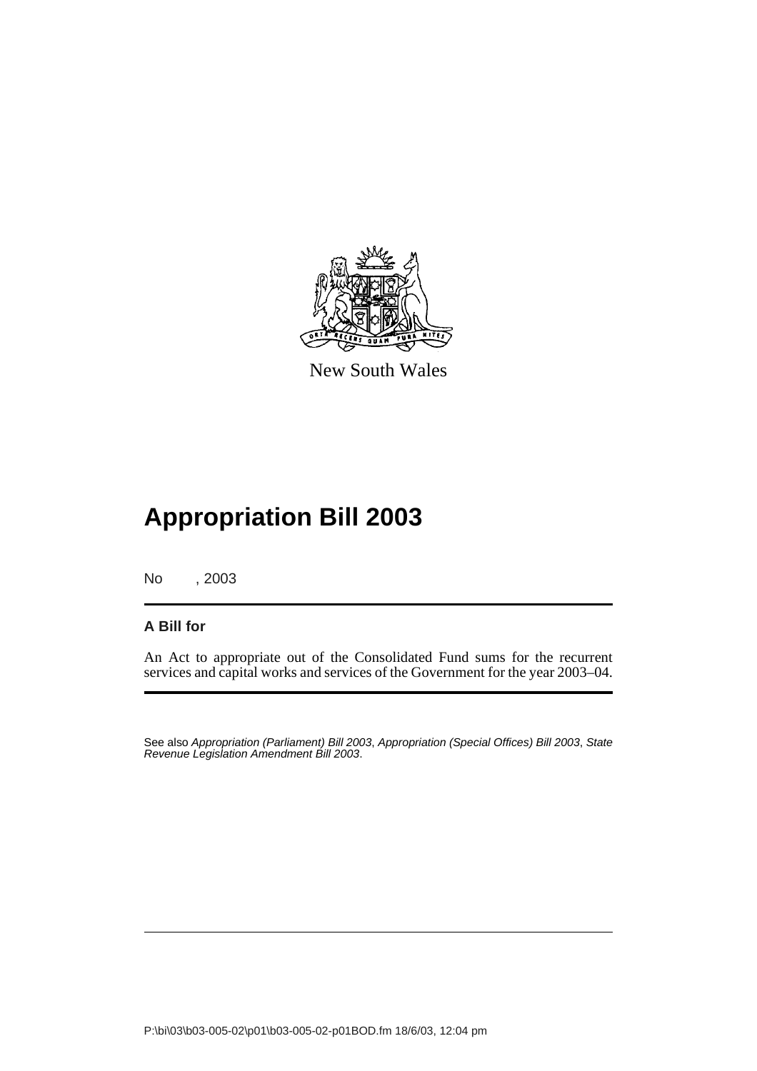New South Wales

# Appropriation Bill 2003

No , 2003

**A Bill for**

An Act to appropriate out of the Consolidated Fund sums for the recurrent services and capital works and services of the Government for the year 2003–04.

See also *Appropriation (Parliament) Bill 2003*, *Appropriation (Special Offices) Bill 2003*, *State Revenue Legislation Amendment Bill 2003*.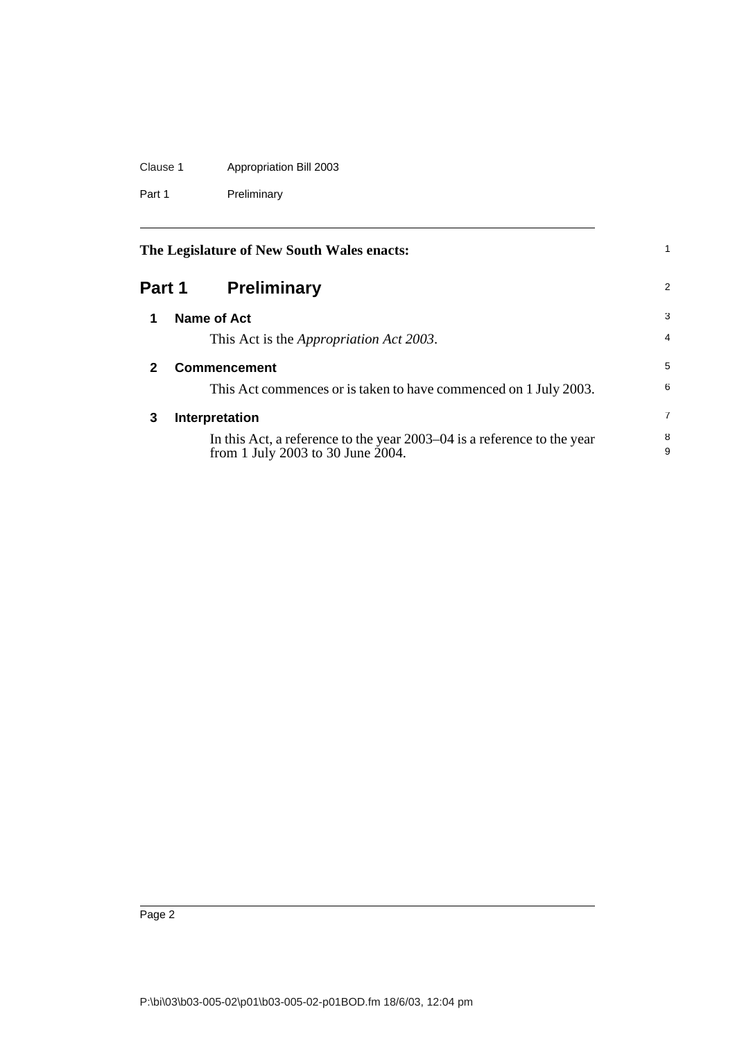**The Legislature of New South Wales enacts:**

## Part 1 Preliminary

### 1 Name of Act

This Act is the *Appropriation Act 2003*.

### 2 Commencement

This Act commences or is taken to have commenced on 1 July 2003.

### 3 Interpretation

In this Act, a reference to the year 2003–04 is a reference to the year from 1 July 2003 to 30 June 2004.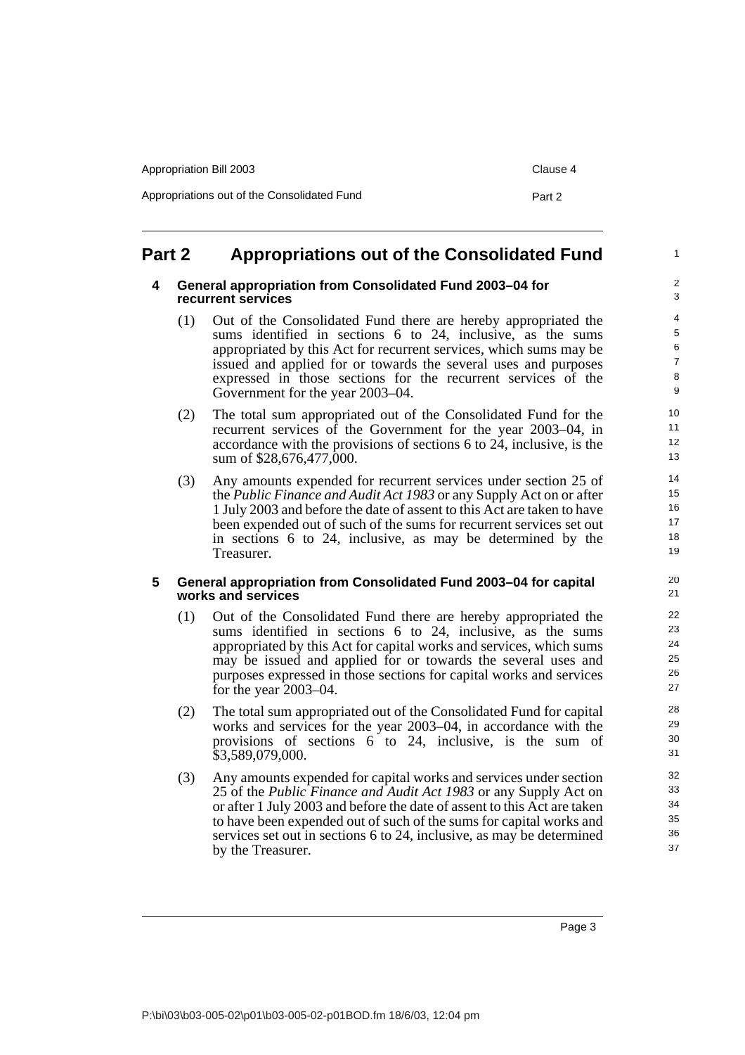# Part 2 Appropriations out of the Consolidated Fund

## 4 General appropriation from Consolidated Fund 2003–04 for recurrent services

(1) Out of the Consolidated Fund there are hereby appropriated the sums identified in sections 6 to 24, inclusive, as the sums appropriated by this Act for recurrent services, which sums may be issued and applied for or towards the several uses and purposes expressed in those sections for the recurrent services of the Government for the year 2003–04.

(2) The total sum appropriated out of the Consolidated Fund for the recurrent services of the Government for the year 2003–04, in accordance with the provisions of sections 6 to 24, inclusive, is the sum of $28,676,477,000.

(3) Any amounts expended for recurrent services under section 25 of the *Public Finance and Audit Act 1983* or any Supply Act on or after 1 July 2003 and before the date of assent to this Act are taken to have been expended out of such of the sums for recurrent services set out in sections 6 to 24, inclusive, as may be determined by the Treasurer.

## 5 General appropriation from Consolidated Fund 2003–04 for capital works and services

(1) Out of the Consolidated Fund there are hereby appropriated the sums identified in sections 6 to 24, inclusive, as the sums appropriated by this Act for capital works and services, which sums may be issued and applied for or towards the several uses and purposes expressed in those sections for capital works and services for the year 2003–04.

(2) The total sum appropriated out of the Consolidated Fund for capital works and services for the year 2003–04, in accordance with the provisions of sections 6 to 24, inclusive, is the sum of $3,589,079,000.

(3) Any amounts expended for capital works and services under section 25 of the *Public Finance and Audit Act 1983* or any Supply Act on or after 1 July 2003 and before the date of assent to this Act are taken to have been expended out of such of the sums for capital works and services set out in sections 6 to 24, inclusive, as may be determined by the Treasurer.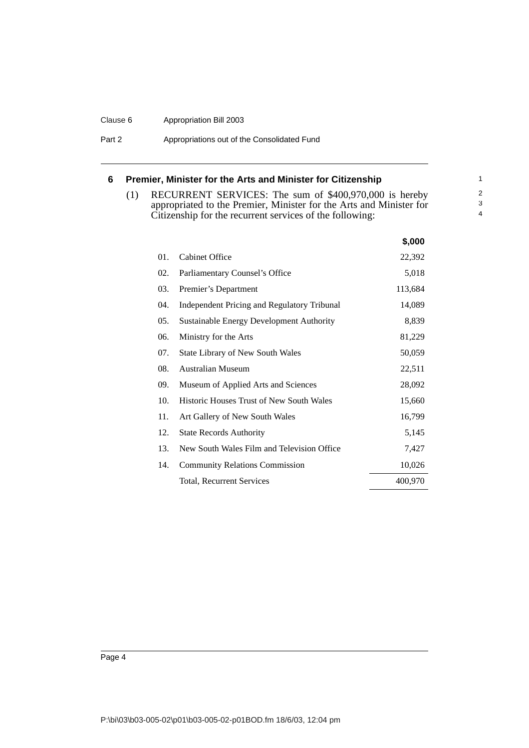## 6 Premier, Minister for the Arts and Minister for Citizenship

(1) RECURRENT SERVICES: The sum of $400,970,000 is hereby appropriated to the Premier, Minister for the Arts and Minister for Citizenship for the recurrent services of the following:

| | | $,000 |
|---|---|---|
| 01. | Cabinet Office | 22,392 |
| 02. | Parliamentary Counsel's Office | 5,018 |
| 03. | Premier's Department | 113,684 |
| 04. | Independent Pricing and Regulatory Tribunal | 14,089 |
| 05. | Sustainable Energy Development Authority | 8,839 |
| 06. | Ministry for the Arts | 81,229 |
| 07. | State Library of New South Wales | 50,059 |
| 08. | Australian Museum | 22,511 |
| 09. | Museum of Applied Arts and Sciences | 28,092 |
| 10. | Historic Houses Trust of New South Wales | 15,660 |
| 11. | Art Gallery of New South Wales | 16,799 |
| 12. | State Records Authority | 5,145 |
| 13. | New South Wales Film and Television Office | 7,427 |
| 14. | Community Relations Commission | 10,026 |
| | Total, Recurrent Services | 400,970 |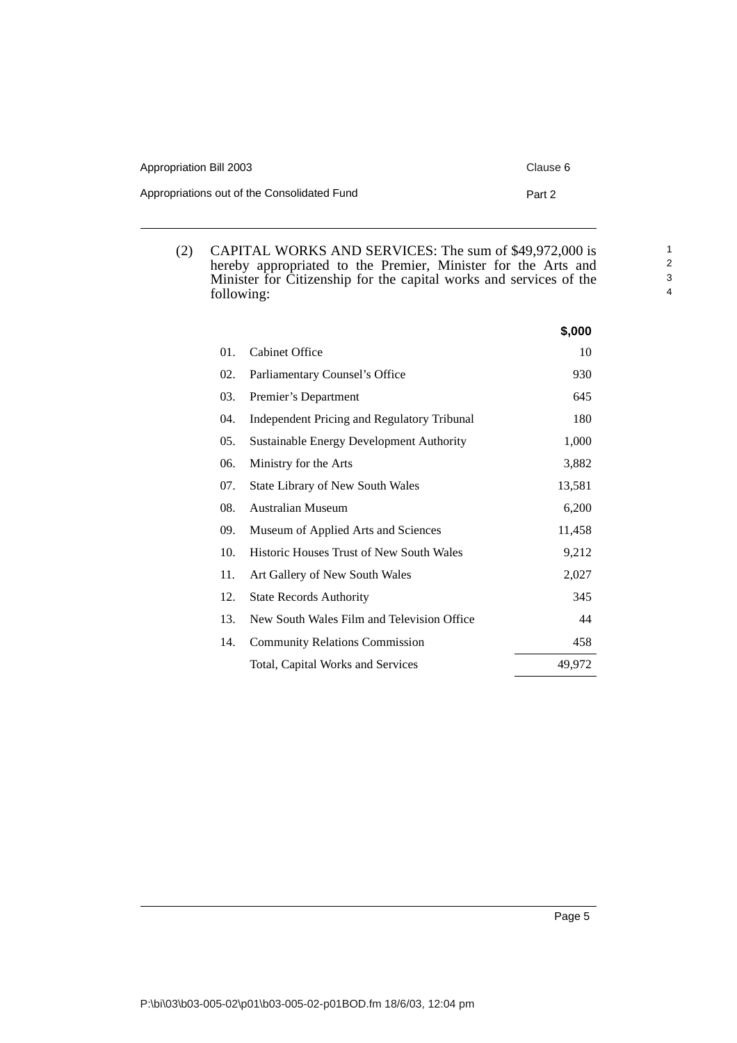(2) CAPITAL WORKS AND SERVICES: The sum of $49,972,000 is hereby appropriated to the Premier, Minister for the Arts and Minister for Citizenship for the capital works and services of the following:

| | | $,000 |
|---|---|---|
| 01. | Cabinet Office | 10 |
| 02. | Parliamentary Counsel's Office | 930 |
| 03. | Premier's Department | 645 |
| 04. | Independent Pricing and Regulatory Tribunal | 180 |
| 05. | Sustainable Energy Development Authority | 1,000 |
| 06. | Ministry for the Arts | 3,882 |
| 07. | State Library of New South Wales | 13,581 |
| 08. | Australian Museum | 6,200 |
| 09. | Museum of Applied Arts and Sciences | 11,458 |
| 10. | Historic Houses Trust of New South Wales | 9,212 |
| 11. | Art Gallery of New South Wales | 2,027 |
| 12. | State Records Authority | 345 |
| 13. | New South Wales Film and Television Office | 44 |
| 14. | Community Relations Commission | 458 |
| | Total, Capital Works and Services | 49,972 |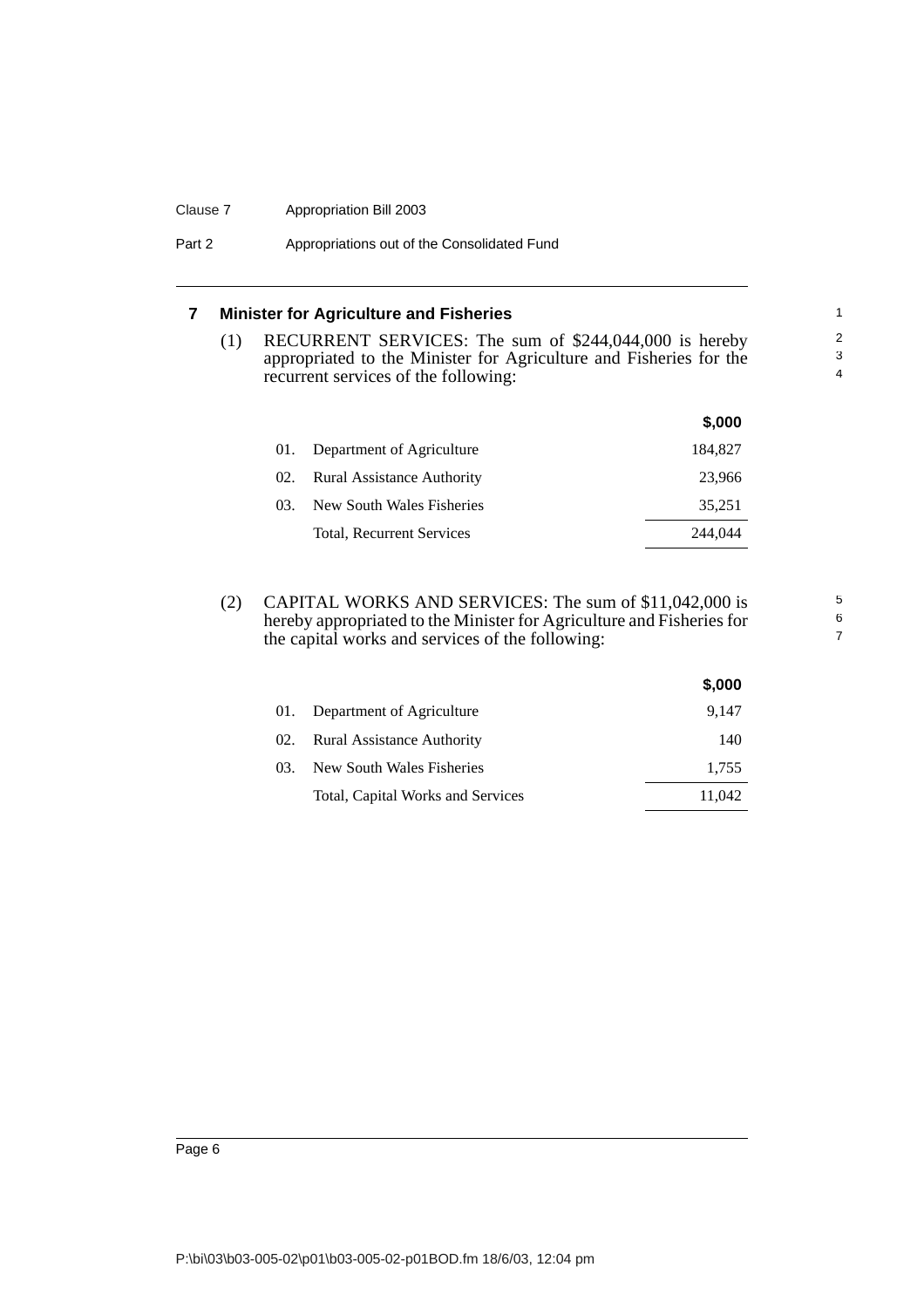## 7 Minister for Agriculture and Fisheries

(1) RECURRENT SERVICES: The sum of $244,044,000 is hereby appropriated to the Minister for Agriculture and Fisheries for the recurrent services of the following:

| | | $,000 |
|---|---|---|
| 01. | Department of Agriculture | 184,827 |
| 02. | Rural Assistance Authority | 23,966 |
| 03. | New South Wales Fisheries | 35,251 |
| | Total, Recurrent Services | 244,044 |

(2) CAPITAL WORKS AND SERVICES: The sum of $11,042,000 is hereby appropriated to the Minister for Agriculture and Fisheries for the capital works and services of the following:

| | | $,000 |
|---|---|---|
| 01. | Department of Agriculture | 9,147 |
| 02. | Rural Assistance Authority | 140 |
| 03. | New South Wales Fisheries | 1,755 |
| | Total, Capital Works and Services | 11,042 |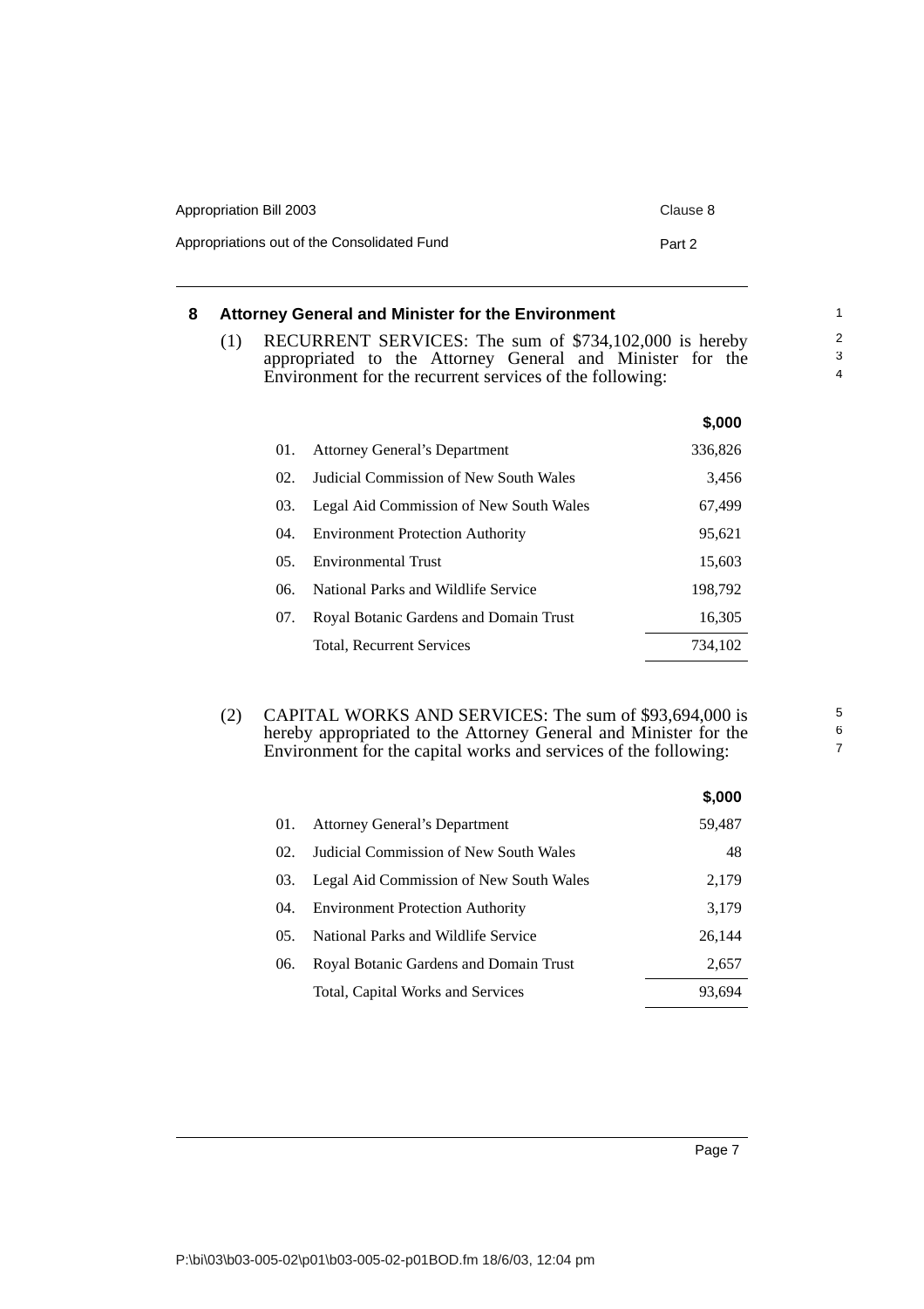## 8 Attorney General and Minister for the Environment

(1) RECURRENT SERVICES: The sum of $734,102,000 is hereby appropriated to the Attorney General and Minister for the Environment for the recurrent services of the following:

| | | $,000 |
|---|---|---|
| 01. | Attorney General's Department | 336,826 |
| 02. | Judicial Commission of New South Wales | 3,456 |
| 03. | Legal Aid Commission of New South Wales | 67,499 |
| 04. | Environment Protection Authority | 95,621 |
| 05. | Environmental Trust | 15,603 |
| 06. | National Parks and Wildlife Service | 198,792 |
| 07. | Royal Botanic Gardens and Domain Trust | 16,305 |
| | Total, Recurrent Services | 734,102 |

(2) CAPITAL WORKS AND SERVICES: The sum of $93,694,000 is hereby appropriated to the Attorney General and Minister for the Environment for the capital works and services of the following:

| | | $,000 |
|---|---|---|
| 01. | Attorney General's Department | 59,487 |
| 02. | Judicial Commission of New South Wales | 48 |
| 03. | Legal Aid Commission of New South Wales | 2,179 |
| 04. | Environment Protection Authority | 3,179 |
| 05. | National Parks and Wildlife Service | 26,144 |
| 06. | Royal Botanic Gardens and Domain Trust | 2,657 |
| | Total, Capital Works and Services | 93,694 |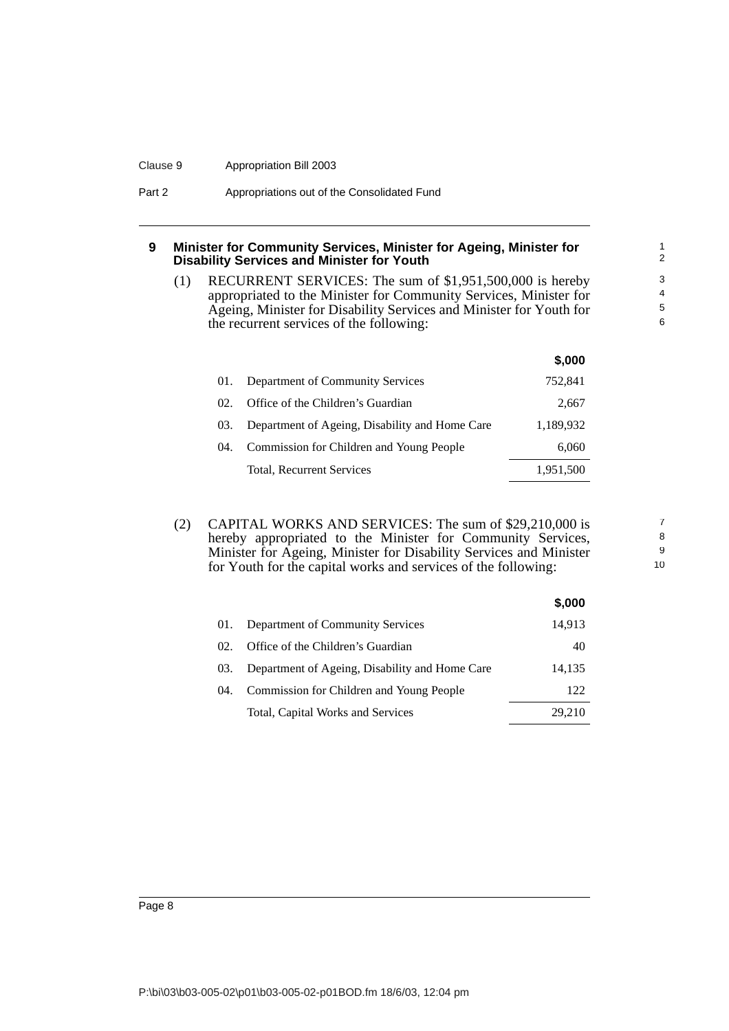## 9 Minister for Community Services, Minister for Ageing, Minister for Disability Services and Minister for Youth

(1) RECURRENT SERVICES: The sum of $1,951,500,000 is hereby appropriated to the Minister for Community Services, Minister for Ageing, Minister for Disability Services and Minister for Youth for the recurrent services of the following:

| | | $,000 |
|---|---|---|
| 01. | Department of Community Services | 752,841 |
| 02. | Office of the Children's Guardian | 2,667 |
| 03. | Department of Ageing, Disability and Home Care | 1,189,932 |
| 04. | Commission for Children and Young People | 6,060 |
| | Total, Recurrent Services | 1,951,500 |

(2) CAPITAL WORKS AND SERVICES: The sum of $29,210,000 is hereby appropriated to the Minister for Community Services, Minister for Ageing, Minister for Disability Services and Minister for Youth for the capital works and services of the following:

| | | $,000 |
|---|---|---|
| 01. | Department of Community Services | 14,913 |
| 02. | Office of the Children's Guardian | 40 |
| 03. | Department of Ageing, Disability and Home Care | 14,135 |
| 04. | Commission for Children and Young People | 122 |
| | Total, Capital Works and Services | 29,210 |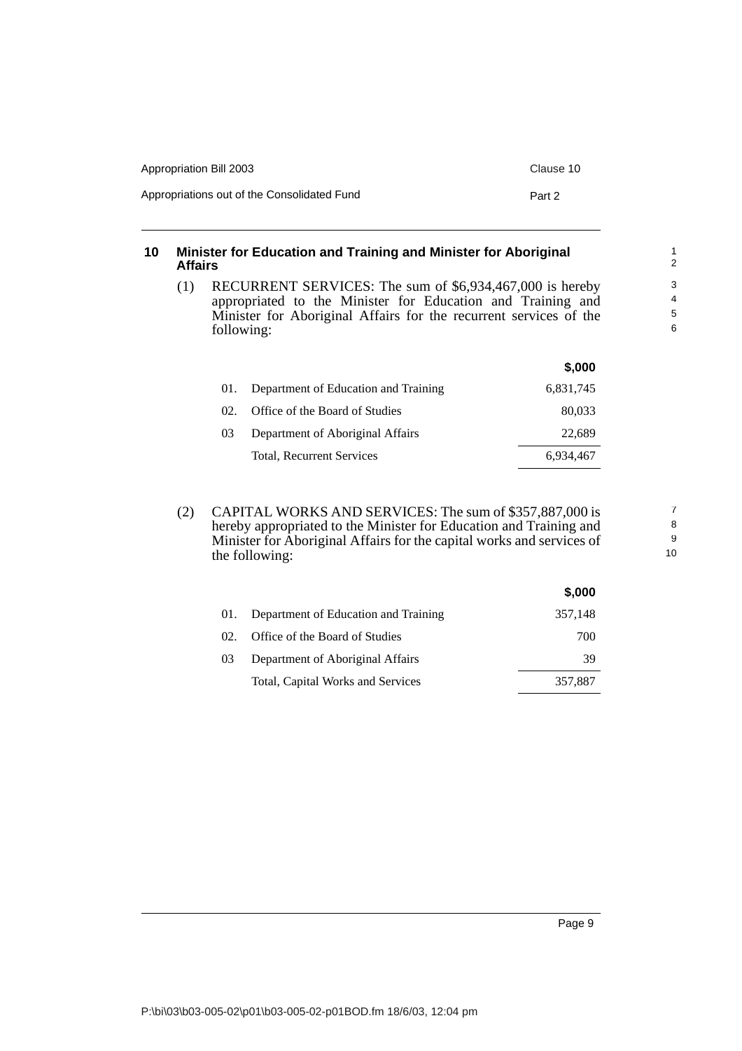## 10 Minister for Education and Training and Minister for Aboriginal Affairs

(1) RECURRENT SERVICES: The sum of $6,934,467,000 is hereby appropriated to the Minister for Education and Training and Minister for Aboriginal Affairs for the recurrent services of the following:

| | | $,000 |
|---|---|---|
| 01. | Department of Education and Training | 6,831,745 |
| 02. | Office of the Board of Studies | 80,033 |
| 03 | Department of Aboriginal Affairs | 22,689 |
| | Total, Recurrent Services | 6,934,467 |

(2) CAPITAL WORKS AND SERVICES: The sum of $357,887,000 is hereby appropriated to the Minister for Education and Training and Minister for Aboriginal Affairs for the capital works and services of the following:

| | | $,000 |
|---|---|---|
| 01. | Department of Education and Training | 357,148 |
| 02. | Office of the Board of Studies | 700 |
| 03 | Department of Aboriginal Affairs | 39 |
| | Total, Capital Works and Services | 357,887 |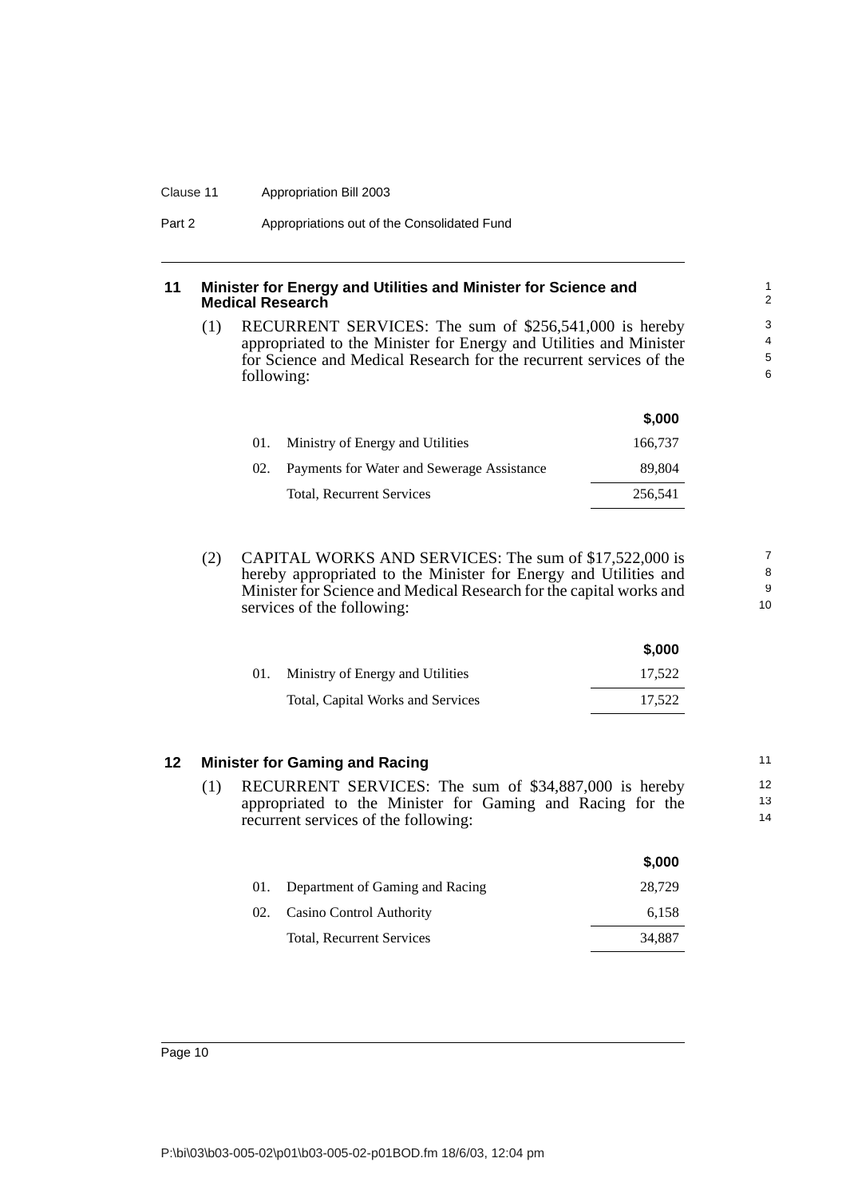## 11 Minister for Energy and Utilities and Minister for Science and Medical Research

(1) RECURRENT SERVICES: The sum of $256,541,000 is hereby appropriated to the Minister for Energy and Utilities and Minister for Science and Medical Research for the recurrent services of the following:

| | | $,000 |
|---|---|---|
| 01. | Ministry of Energy and Utilities | 166,737 |
| 02. | Payments for Water and Sewerage Assistance | 89,804 |
| | Total, Recurrent Services | 256,541 |

(2) CAPITAL WORKS AND SERVICES: The sum of $17,522,000 is hereby appropriated to the Minister for Energy and Utilities and Minister for Science and Medical Research for the capital works and services of the following:

| | | $,000 |
|---|---|---|
| 01. | Ministry of Energy and Utilities | 17,522 |
| | Total, Capital Works and Services | 17,522 |

## 12 Minister for Gaming and Racing

(1) RECURRENT SERVICES: The sum of $34,887,000 is hereby appropriated to the Minister for Gaming and Racing for the recurrent services of the following:

| | | $,000 |
|---|---|---|
| 01. | Department of Gaming and Racing | 28,729 |
| 02. | Casino Control Authority | 6,158 |
| | Total, Recurrent Services | 34,887 |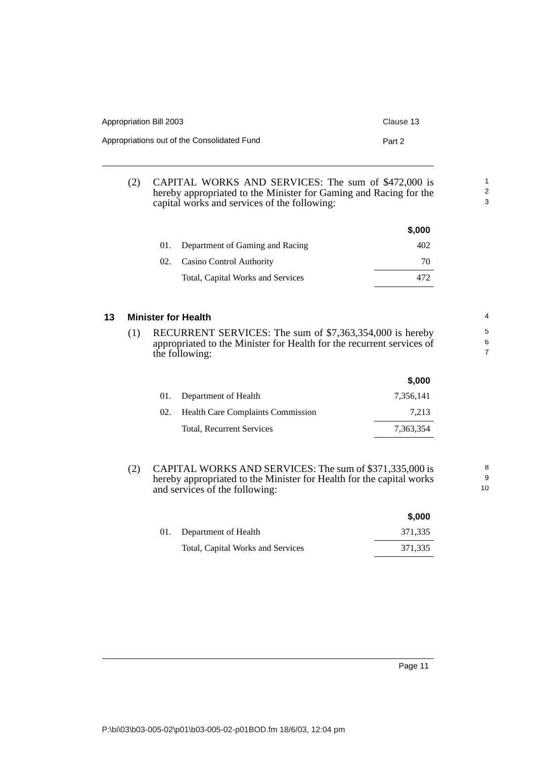(2) CAPITAL WORKS AND SERVICES: The sum of $472,000 is hereby appropriated to the Minister for Gaming and Racing for the capital works and services of the following:

| | | $,000 |
|---|---|---|
| 01. | Department of Gaming and Racing | 402 |
| 02. | Casino Control Authority | 70 |
| | Total, Capital Works and Services | 472 |

## 13 Minister for Health

(1) RECURRENT SERVICES: The sum of $7,363,354,000 is hereby appropriated to the Minister for Health for the recurrent services of the following:

| | | $,000 |
|---|---|---|
| 01. | Department of Health | 7,356,141 |
| 02. | Health Care Complaints Commission | 7,213 |
| | Total, Recurrent Services | 7,363,354 |

(2) CAPITAL WORKS AND SERVICES: The sum of $371,335,000 is hereby appropriated to the Minister for Health for the capital works and services of the following:

| | | $,000 |
|---|---|---|
| 01. | Department of Health | 371,335 |
| | Total, Capital Works and Services | 371,335 |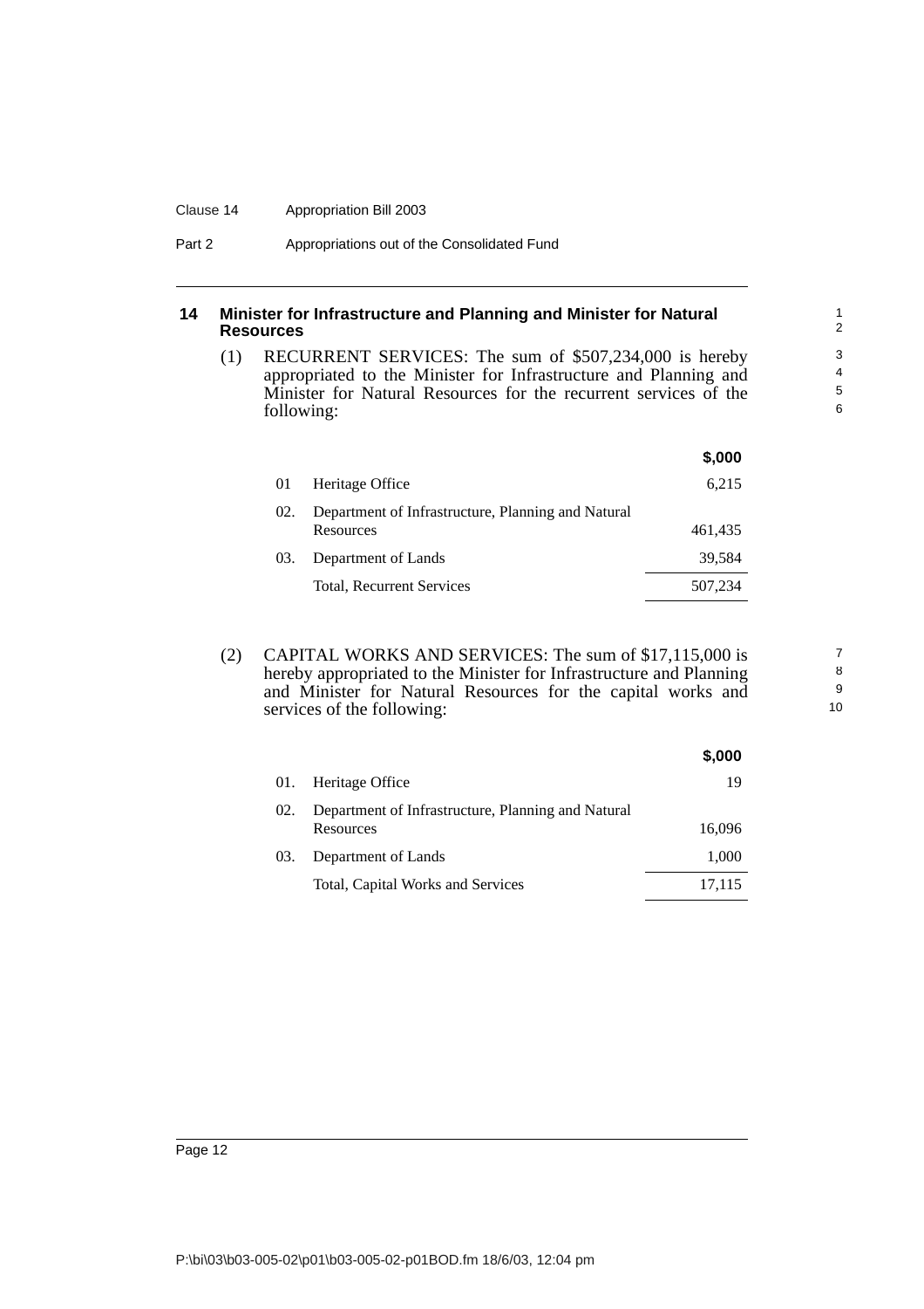## 14 Minister for Infrastructure and Planning and Minister for Natural Resources

(1) RECURRENT SERVICES: The sum of $507,234,000 is hereby appropriated to the Minister for Infrastructure and Planning and Minister for Natural Resources for the recurrent services of the following:

| | | $,000 |
|---|---|---|
| 01 | Heritage Office | 6,215 |
| 02. | Department of Infrastructure, Planning and Natural Resources | 461,435 |
| 03. | Department of Lands | 39,584 |
| | Total, Recurrent Services | 507,234 |

(2) CAPITAL WORKS AND SERVICES: The sum of $17,115,000 is hereby appropriated to the Minister for Infrastructure and Planning and Minister for Natural Resources for the capital works and services of the following:

| | | $,000 |
|---|---|---|
| 01. | Heritage Office | 19 |
| 02. | Department of Infrastructure, Planning and Natural Resources | 16,096 |
| 03. | Department of Lands | 1,000 |
| | Total, Capital Works and Services | 17,115 |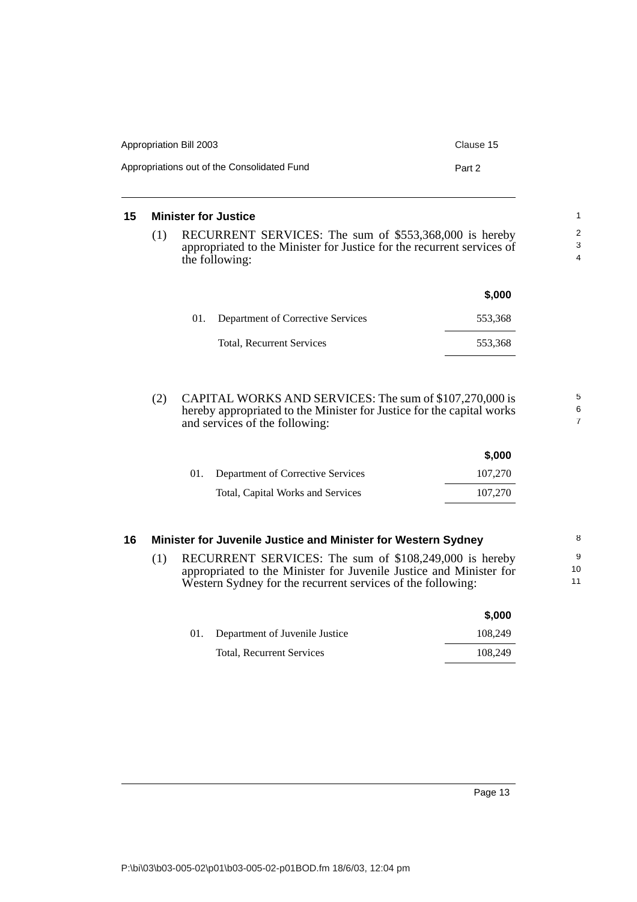## 15 Minister for Justice

(1) RECURRENT SERVICES: The sum of $553,368,000 is hereby appropriated to the Minister for Justice for the recurrent services of the following:

| | | $,000 |
|---|---|---|
| 01. | Department of Corrective Services | 553,368 |
| | Total, Recurrent Services | 553,368 |

(2) CAPITAL WORKS AND SERVICES: The sum of $107,270,000 is hereby appropriated to the Minister for Justice for the capital works and services of the following:

| | | $,000 |
|---|---|---|
| 01. | Department of Corrective Services | 107,270 |
| | Total, Capital Works and Services | 107,270 |

## 16 Minister for Juvenile Justice and Minister for Western Sydney

(1) RECURRENT SERVICES: The sum of $108,249,000 is hereby appropriated to the Minister for Juvenile Justice and Minister for Western Sydney for the recurrent services of the following:

| | | $,000 |
|---|---|---|
| 01. | Department of Juvenile Justice | 108,249 |
| | Total, Recurrent Services | 108,249 |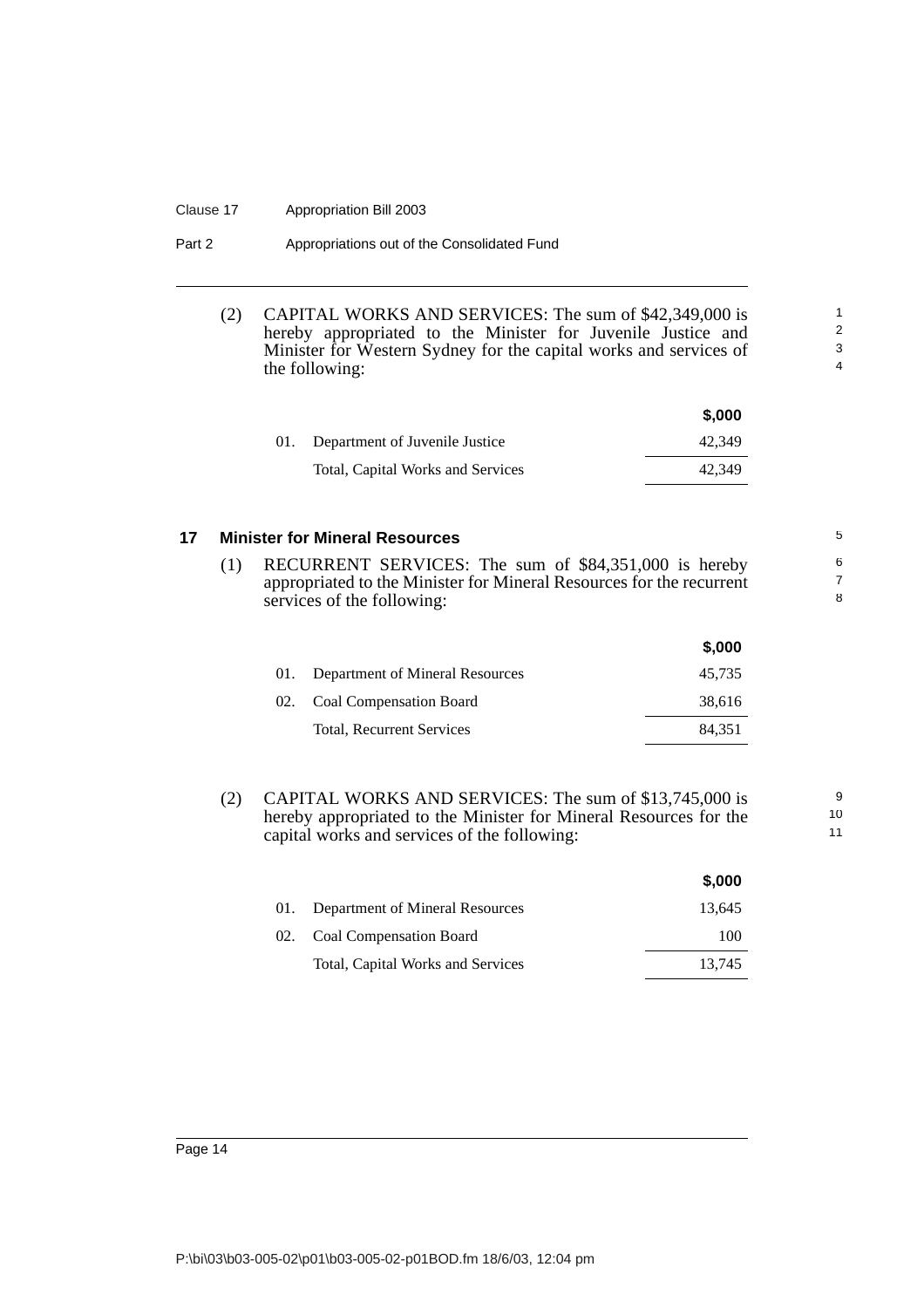(2) CAPITAL WORKS AND SERVICES: The sum of $42,349,000 is hereby appropriated to the Minister for Juvenile Justice and Minister for Western Sydney for the capital works and services of the following:

| | | $,000 |
|---|---|---|
| 01. | Department of Juvenile Justice | 42,349 |
| | Total, Capital Works and Services | 42,349 |

## 17 Minister for Mineral Resources

(1) RECURRENT SERVICES: The sum of $84,351,000 is hereby appropriated to the Minister for Mineral Resources for the recurrent services of the following:

| | | $,000 |
|---|---|---|
| 01. | Department of Mineral Resources | 45,735 |
| 02. | Coal Compensation Board | 38,616 |
| | Total, Recurrent Services | 84,351 |

(2) CAPITAL WORKS AND SERVICES: The sum of $13,745,000 is hereby appropriated to the Minister for Mineral Resources for the capital works and services of the following:

| | | $,000 |
|---|---|---|
| 01. | Department of Mineral Resources | 13,645 |
| 02. | Coal Compensation Board | 100 |
| | Total, Capital Works and Services | 13,745 |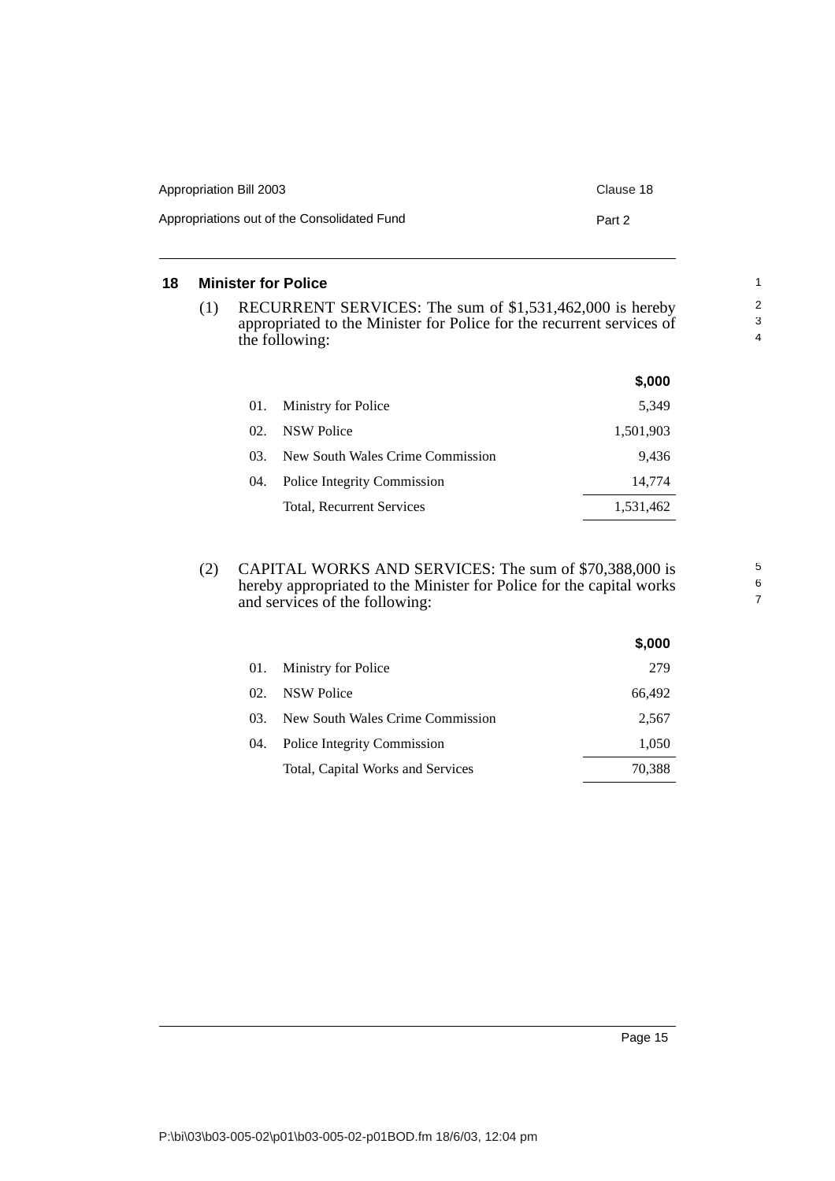## 18 Minister for Police

(1) RECURRENT SERVICES: The sum of $1,531,462,000 is hereby appropriated to the Minister for Police for the recurrent services of the following:

| | | $,000 |
|---|---|---|
| 01. | Ministry for Police | 5,349 |
| 02. | NSW Police | 1,501,903 |
| 03. | New South Wales Crime Commission | 9,436 |
| 04. | Police Integrity Commission | 14,774 |
| | Total, Recurrent Services | 1,531,462 |

(2) CAPITAL WORKS AND SERVICES: The sum of $70,388,000 is hereby appropriated to the Minister for Police for the capital works and services of the following:

| | | $,000 |
|---|---|---|
| 01. | Ministry for Police | 279 |
| 02. | NSW Police | 66,492 |
| 03. | New South Wales Crime Commission | 2,567 |
| 04. | Police Integrity Commission | 1,050 |
| | Total, Capital Works and Services | 70,388 |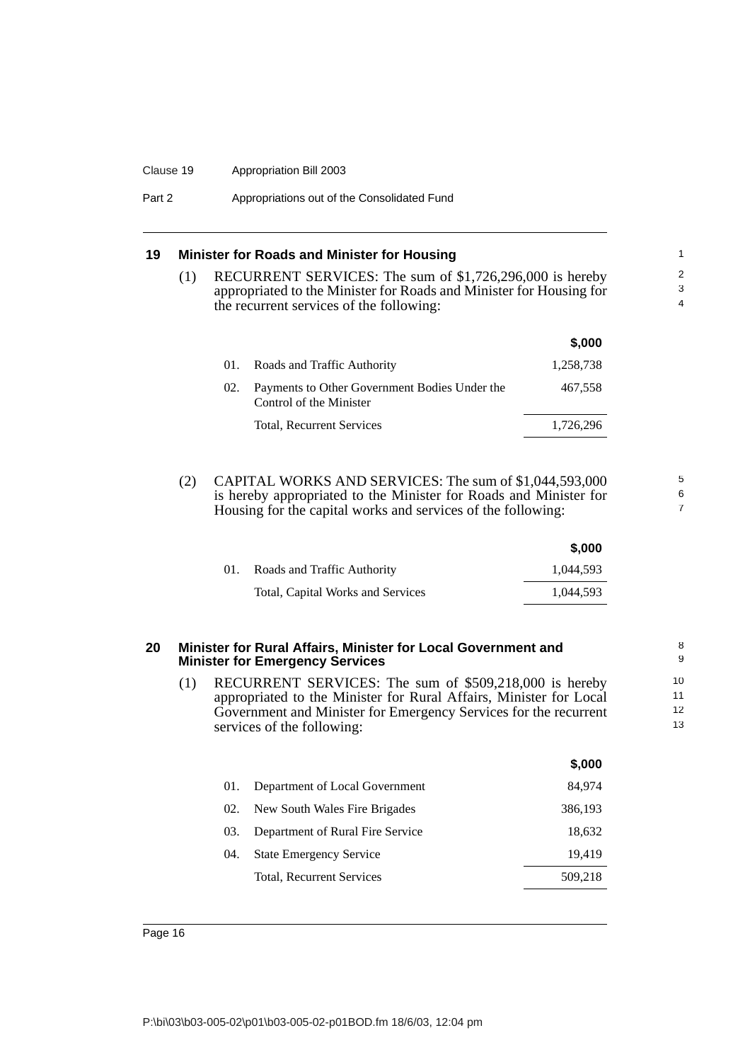## 19 Minister for Roads and Minister for Housing

(1) RECURRENT SERVICES: The sum of $1,726,296,000 is hereby appropriated to the Minister for Roads and Minister for Housing for the recurrent services of the following:

| | | $,000 |
|---|---|---|
| 01. | Roads and Traffic Authority | 1,258,738 |
| 02. | Payments to Other Government Bodies Under the Control of the Minister | 467,558 |
| | Total, Recurrent Services | 1,726,296 |

(2) CAPITAL WORKS AND SERVICES: The sum of $1,044,593,000 is hereby appropriated to the Minister for Roads and Minister for Housing for the capital works and services of the following:

| | | $,000 |
|---|---|---|
| 01. | Roads and Traffic Authority | 1,044,593 |
| | Total, Capital Works and Services | 1,044,593 |

## 20 Minister for Rural Affairs, Minister for Local Government and Minister for Emergency Services

(1) RECURRENT SERVICES: The sum of $509,218,000 is hereby appropriated to the Minister for Rural Affairs, Minister for Local Government and Minister for Emergency Services for the recurrent services of the following:

| | | $,000 |
|---|---|---|
| 01. | Department of Local Government | 84,974 |
| 02. | New South Wales Fire Brigades | 386,193 |
| 03. | Department of Rural Fire Service | 18,632 |
| 04. | State Emergency Service | 19,419 |
| | Total, Recurrent Services | 509,218 |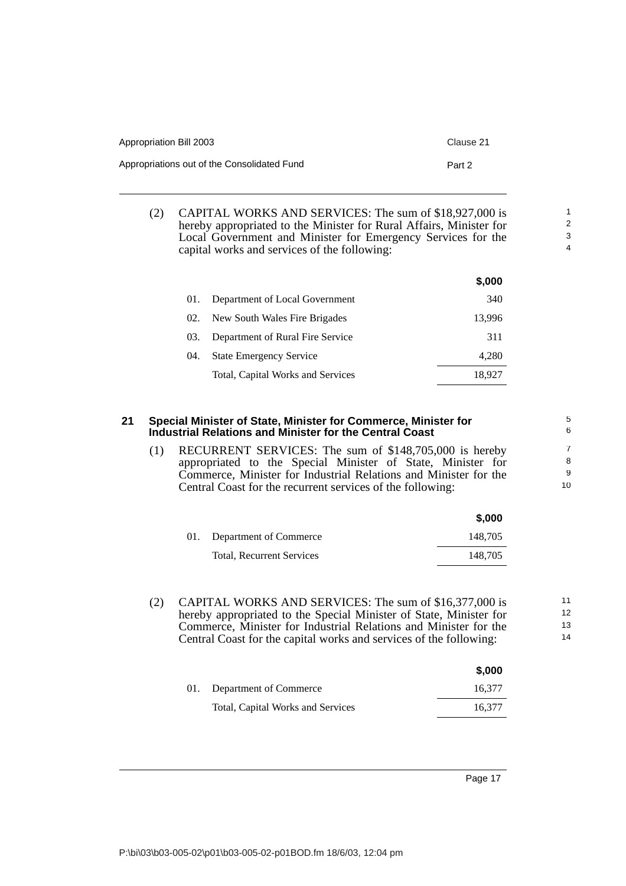(2) CAPITAL WORKS AND SERVICES: The sum of $18,927,000 is hereby appropriated to the Minister for Rural Affairs, Minister for Local Government and Minister for Emergency Services for the capital works and services of the following:

| | | $,000 |
|---|---|---|
| 01. | Department of Local Government | 340 |
| 02. | New South Wales Fire Brigades | 13,996 |
| 03. | Department of Rural Fire Service | 311 |
| 04. | State Emergency Service | 4,280 |
| | Total, Capital Works and Services | 18,927 |

## 21 Special Minister of State, Minister for Commerce, Minister for Industrial Relations and Minister for the Central Coast

(1) RECURRENT SERVICES: The sum of $148,705,000 is hereby appropriated to the Special Minister of State, Minister for Commerce, Minister for Industrial Relations and Minister for the Central Coast for the recurrent services of the following:

| | | $,000 |
|---|---|---|
| 01. | Department of Commerce | 148,705 |
| | Total, Recurrent Services | 148,705 |

(2) CAPITAL WORKS AND SERVICES: The sum of $16,377,000 is hereby appropriated to the Special Minister of State, Minister for Commerce, Minister for Industrial Relations and Minister for the Central Coast for the capital works and services of the following:

| | | $,000 |
|---|---|---|
| 01. | Department of Commerce | 16,377 |
| | Total, Capital Works and Services | 16,377 |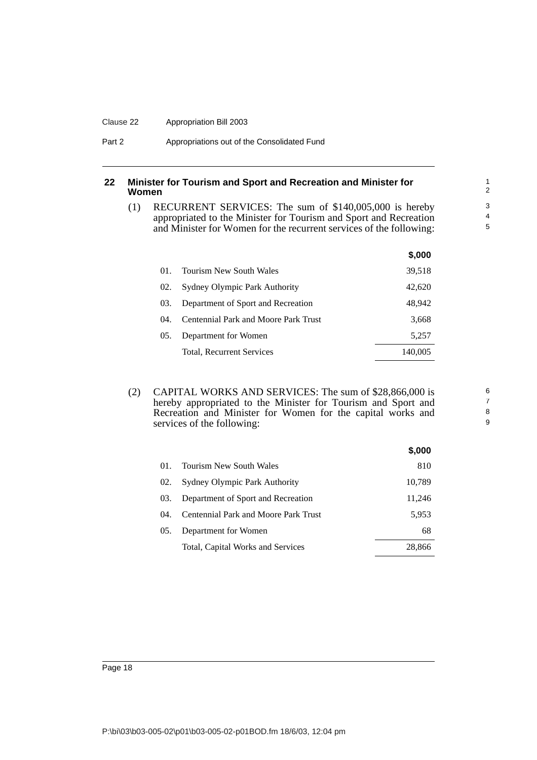## 22 Minister for Tourism and Sport and Recreation and Minister for Women

(1) RECURRENT SERVICES: The sum of $140,005,000 is hereby appropriated to the Minister for Tourism and Sport and Recreation and Minister for Women for the recurrent services of the following:

| | | $,000 |
|---|---|---|
| 01. | Tourism New South Wales | 39,518 |
| 02. | Sydney Olympic Park Authority | 42,620 |
| 03. | Department of Sport and Recreation | 48,942 |
| 04. | Centennial Park and Moore Park Trust | 3,668 |
| 05. | Department for Women | 5,257 |
| | Total, Recurrent Services | 140,005 |

(2) CAPITAL WORKS AND SERVICES: The sum of $28,866,000 is hereby appropriated to the Minister for Tourism and Sport and Recreation and Minister for Women for the capital works and services of the following:

| | | $,000 |
|---|---|---|
| 01. | Tourism New South Wales | 810 |
| 02. | Sydney Olympic Park Authority | 10,789 |
| 03. | Department of Sport and Recreation | 11,246 |
| 04. | Centennial Park and Moore Park Trust | 5,953 |
| 05. | Department for Women | 68 |
| | Total, Capital Works and Services | 28,866 |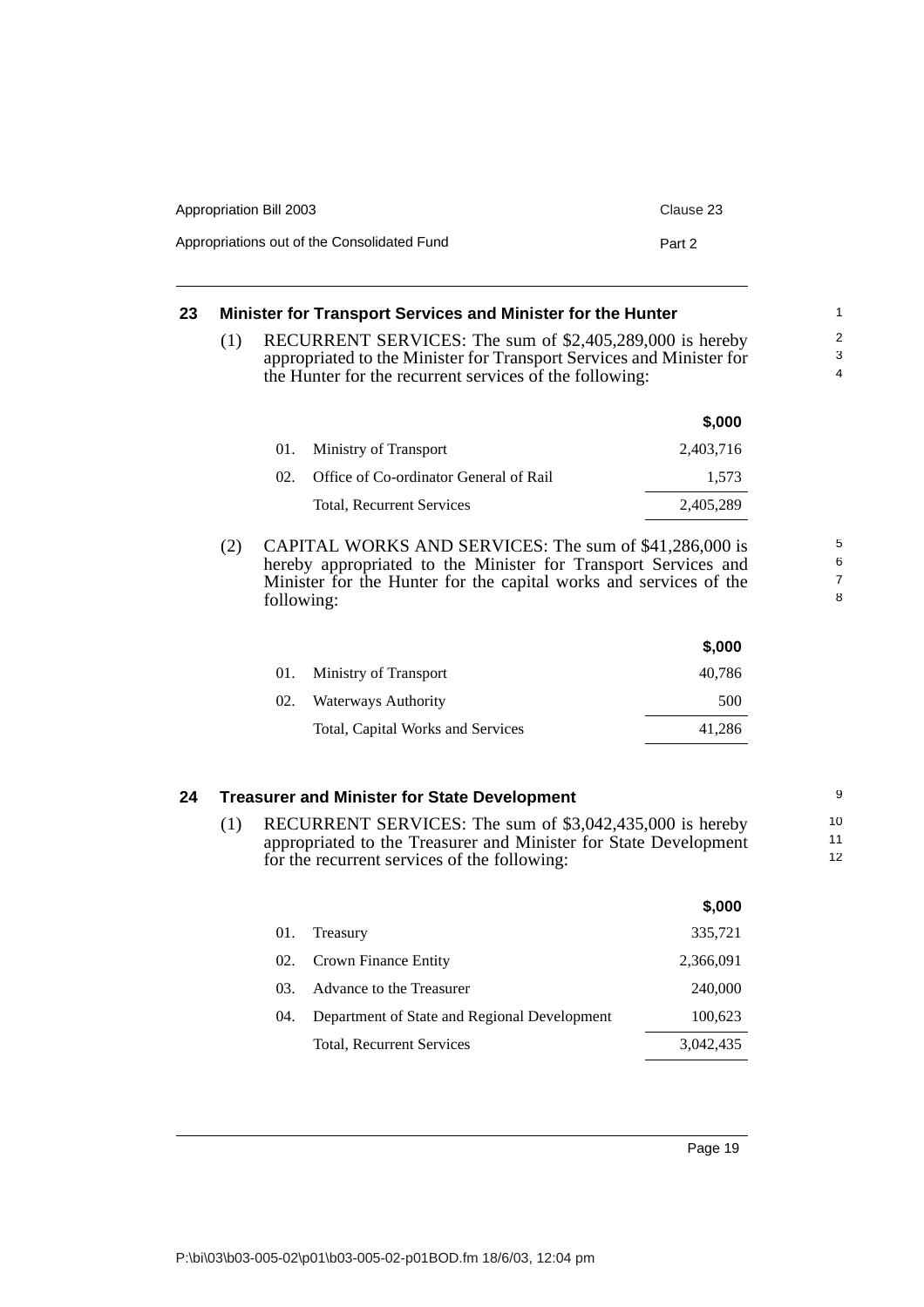## 23 Minister for Transport Services and Minister for the Hunter

(1) RECURRENT SERVICES: The sum of $2,405,289,000 is hereby appropriated to the Minister for Transport Services and Minister for the Hunter for the recurrent services of the following:

| | | $,000 |
|---|---|---|
| 01. | Ministry of Transport | 2,403,716 |
| 02. | Office of Co-ordinator General of Rail | 1,573 |
| | Total, Recurrent Services | 2,405,289 |

(2) CAPITAL WORKS AND SERVICES: The sum of $41,286,000 is hereby appropriated to the Minister for Transport Services and Minister for the Hunter for the capital works and services of the following:

| | | $,000 |
|---|---|---|
| 01. | Ministry of Transport | 40,786 |
| 02. | Waterways Authority | 500 |
| | Total, Capital Works and Services | 41,286 |

## 24 Treasurer and Minister for State Development

(1) RECURRENT SERVICES: The sum of $3,042,435,000 is hereby appropriated to the Treasurer and Minister for State Development for the recurrent services of the following:

| | | $,000 |
|---|---|---|
| 01. | Treasury | 335,721 |
| 02. | Crown Finance Entity | 2,366,091 |
| 03. | Advance to the Treasurer | 240,000 |
| 04. | Department of State and Regional Development | 100,623 |
| | Total, Recurrent Services | 3,042,435 |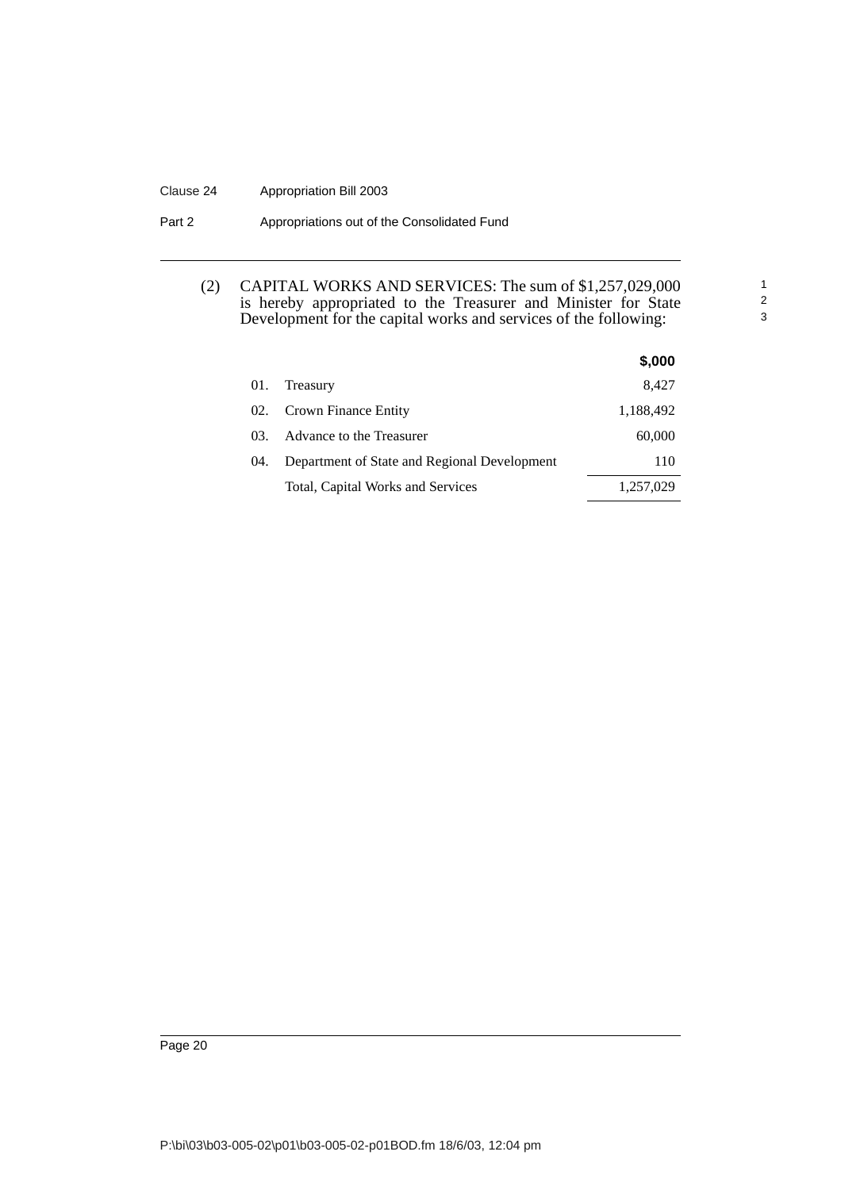(2) CAPITAL WORKS AND SERVICES: The sum of $1,257,029,000 is hereby appropriated to the Treasurer and Minister for State Development for the capital works and services of the following:

| | | $,000 |
|---|---|---|
| 01. | Treasury | 8,427 |
| 02. | Crown Finance Entity | 1,188,492 |
| 03. | Advance to the Treasurer | 60,000 |
| 04. | Department of State and Regional Development | 110 |
| | Total, Capital Works and Services | 1,257,029 |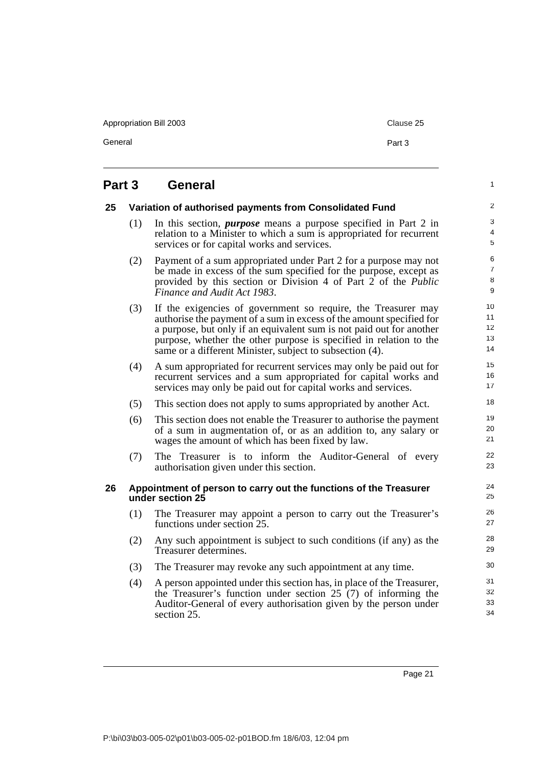## Part 3 General

### 25 Variation of authorised payments from Consolidated Fund

(1) In this section, ***purpose*** means a purpose specified in Part 2 in relation to a Minister to which a sum is appropriated for recurrent services or for capital works and services.

(2) Payment of a sum appropriated under Part 2 for a purpose may not be made in excess of the sum specified for the purpose, except as provided by this section or Division 4 of Part 2 of the *Public Finance and Audit Act 1983*.

(3) If the exigencies of government so require, the Treasurer may authorise the payment of a sum in excess of the amount specified for a purpose, but only if an equivalent sum is not paid out for another purpose, whether the other purpose is specified in relation to the same or a different Minister, subject to subsection (4).

(4) A sum appropriated for recurrent services may only be paid out for recurrent services and a sum appropriated for capital works and services may only be paid out for capital works and services.

(5) This section does not apply to sums appropriated by another Act.

(6) This section does not enable the Treasurer to authorise the payment of a sum in augmentation of, or as an addition to, any salary or wages the amount of which has been fixed by law.

(7) The Treasurer is to inform the Auditor-General of every authorisation given under this section.

### 26 Appointment of person to carry out the functions of the Treasurer under section 25

(1) The Treasurer may appoint a person to carry out the Treasurer's functions under section 25.

(2) Any such appointment is subject to such conditions (if any) as the Treasurer determines.

(3) The Treasurer may revoke any such appointment at any time.

(4) A person appointed under this section has, in place of the Treasurer, the Treasurer's function under section 25 (7) of informing the Auditor-General of every authorisation given by the person under section 25.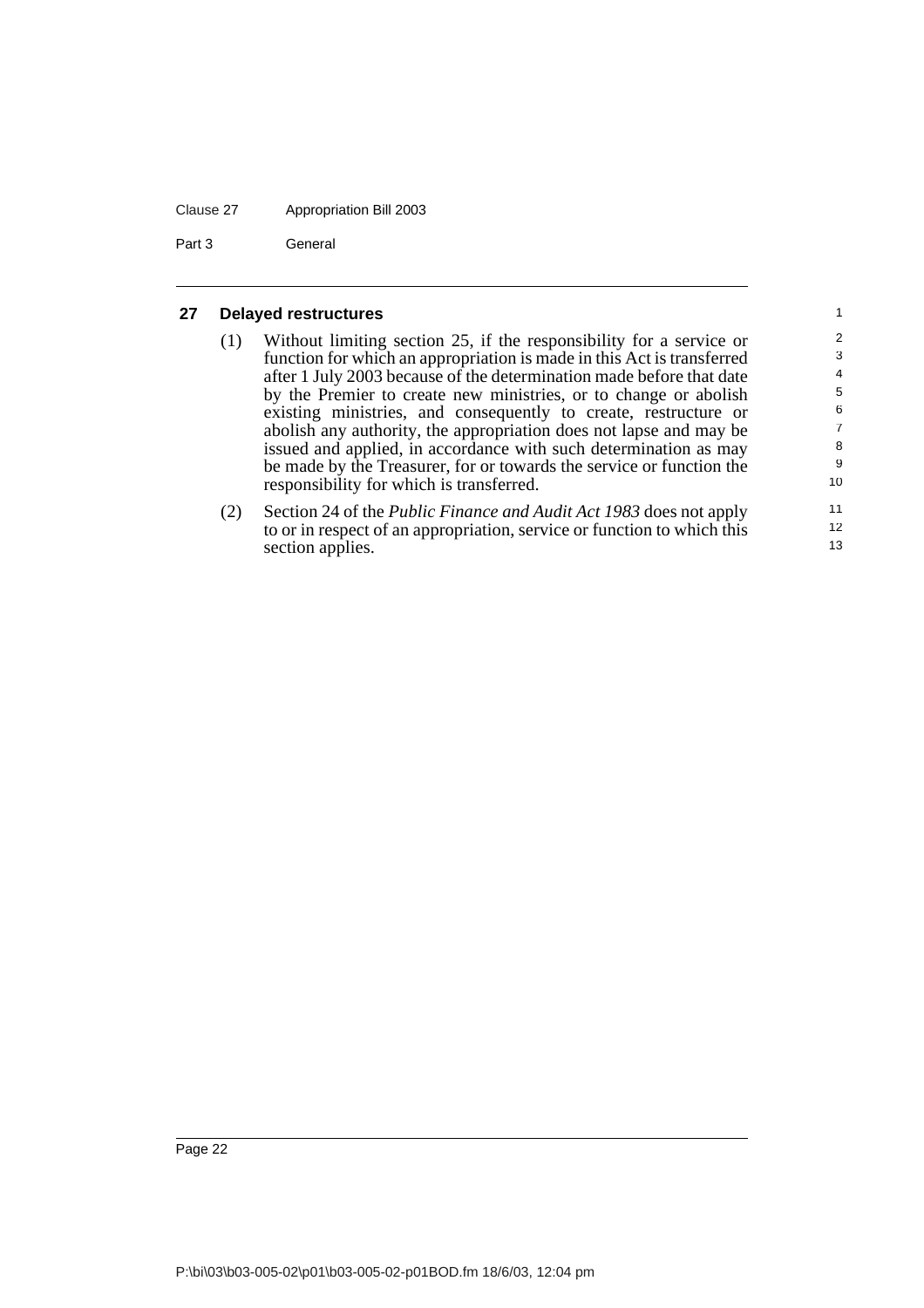## 27 Delayed restructures

(1) Without limiting section 25, if the responsibility for a service or function for which an appropriation is made in this Act is transferred after 1 July 2003 because of the determination made before that date by the Premier to create new ministries, or to change or abolish existing ministries, and consequently to create, restructure or abolish any authority, the appropriation does not lapse and may be issued and applied, in accordance with such determination as may be made by the Treasurer, for or towards the service or function the responsibility for which is transferred.

(2) Section 24 of the *Public Finance and Audit Act 1983* does not apply to or in respect of an appropriation, service or function to which this section applies.